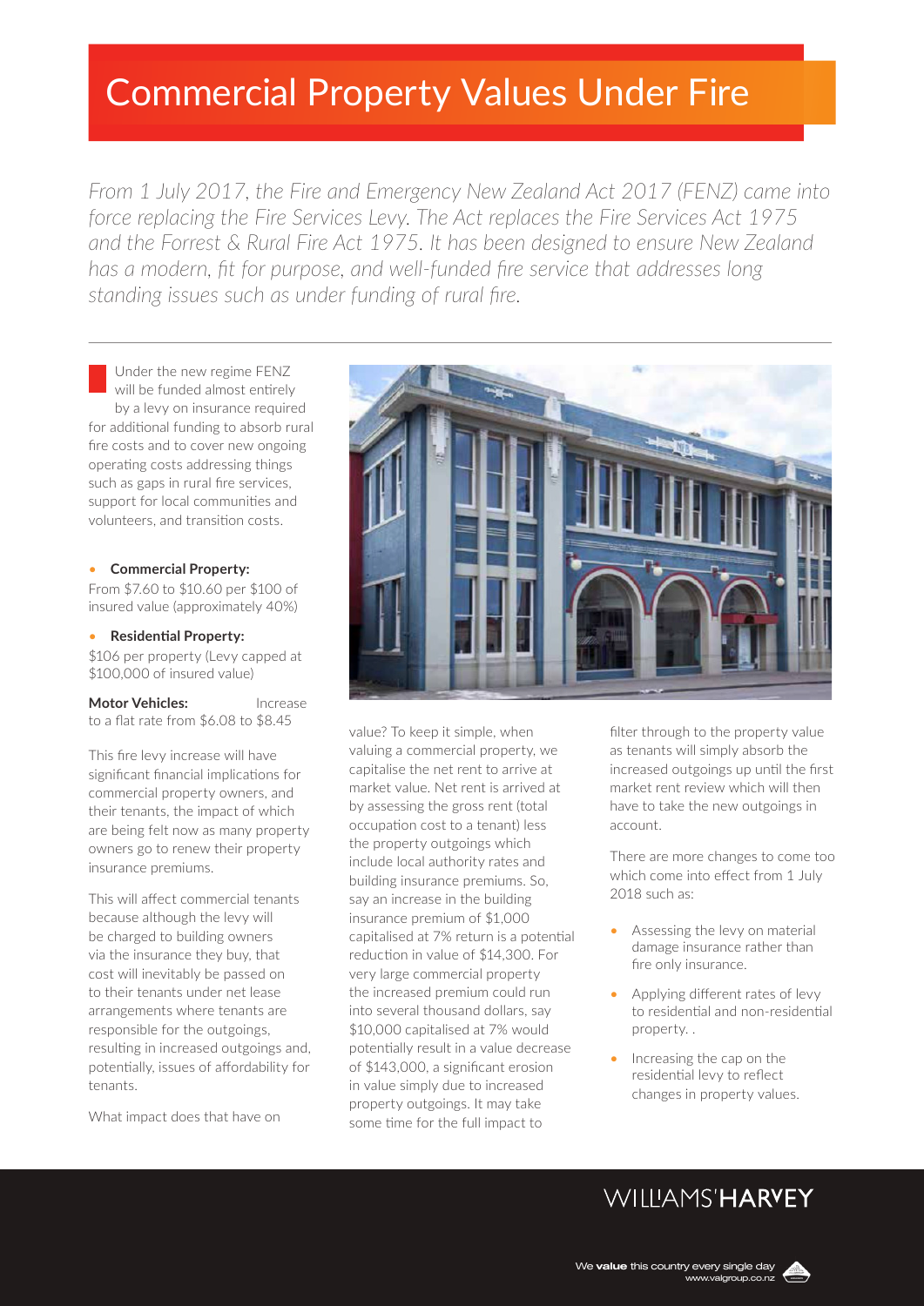# Commercial Property Values Under Fire

*From 1 July 2017, the Fire and Emergency New Zealand Act 2017 (FENZ) came into force replacing the Fire Services Levy. The Act replaces the Fire Services Act 1975 and the Forrest & Rural Fire Act 1975. It has been designed to ensure New Zealand has a modern, fit for purpose, and well-funded fire service that addresses long standing issues such as under funding of rural fire.*

---

Under the new regime FENZ will be funded almost entirely by a levy on insurance required for additional funding to absorb rural fire costs and to cover new ongoing operating costs addressing things such as gaps in rural fire services, support for local communities and volunteers, and transition costs.

- **Commercial Property:** From $7.60 to $10.60 per $100 of insured value (approximately 40%)
- **Residential Property:** $106 per property (Levy capped at $100,000 of insured value)

**Motor Vehicles:** Increase to a flat rate from $6.08 to $8.45

This fire levy increase will have significant financial implications for commercial property owners, and their tenants, the impact of which are being felt now as many property owners go to renew their property insurance premiums.

This will affect commercial tenants because although the levy will be charged to building owners via the insurance they buy, that cost will inevitably be passed on to their tenants under net lease arrangements where tenants are responsible for the outgoings, resulting in increased outgoings and, potentially, issues of affordability for tenants.

What impact does that have on value? To keep it simple, when valuing a commercial property, we capitalise the net rent to arrive at market value. Net rent is arrived at by assessing the gross rent (total occupation cost to a tenant) less the property outgoings which include local authority rates and building insurance premiums. So, say an increase in the building insurance premium of $1,000 capitalised at 7% return is a potential reduction in value of $14,300. For very large commercial property the increased premium could run into several thousand dollars, say $10,000 capitalised at 7% would potentially result in a value decrease of $143,000, a significant erosion in value simply due to increased property outgoings. It may take some time for the full impact to filter through to the property value as tenants will simply absorb the increased outgoings up until the first market rent review which will then have to take the new outgoings in account.

There are more changes to come too which come into effect from 1 July 2018 such as:

- Assessing the levy on material damage insurance rather than fire only insurance.
- Applying different rates of levy to residential and non-residential property. .
- Increasing the cap on the residential levy to reflect changes in property values.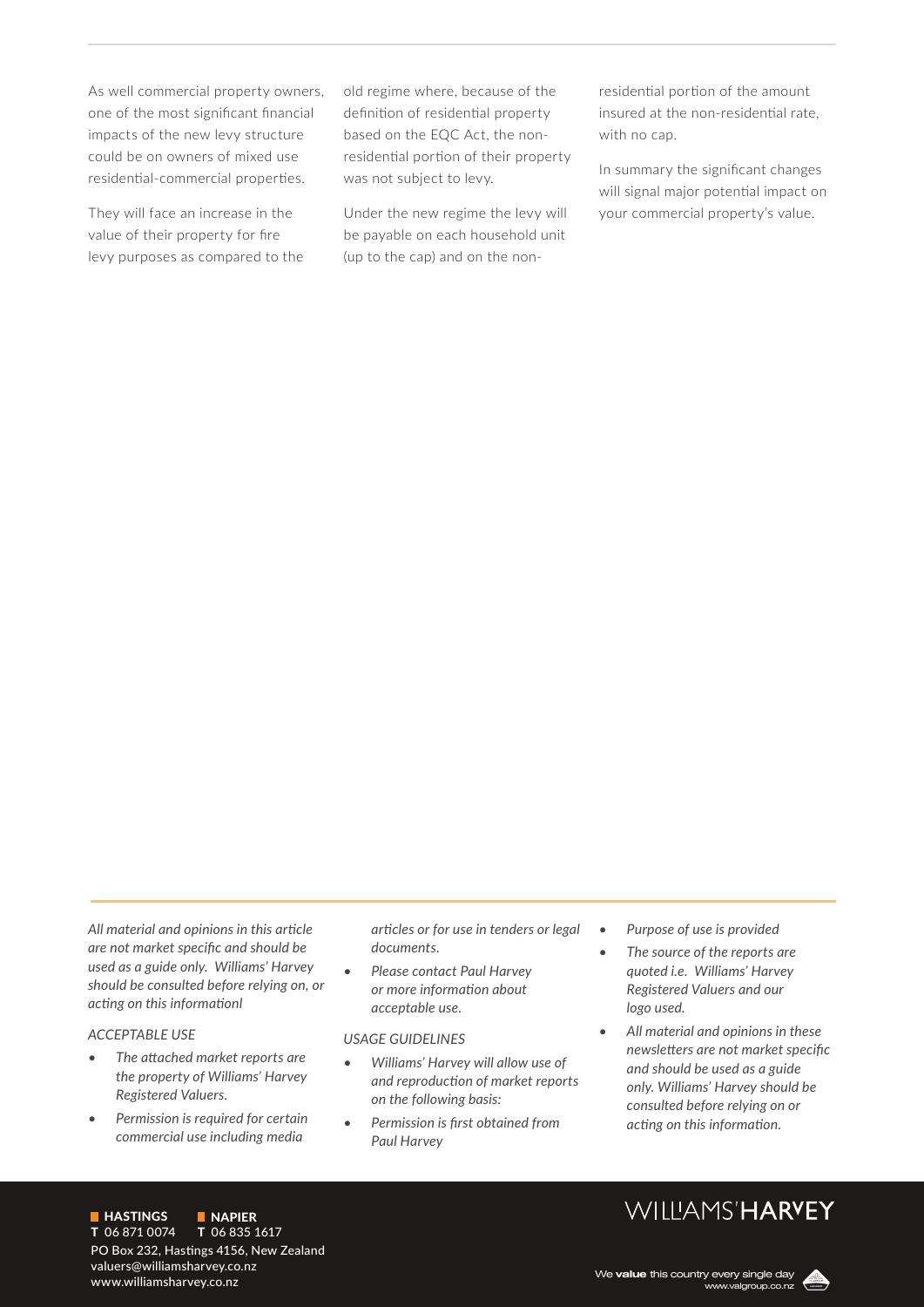As well commercial property owners, one of the most significant financial impacts of the new levy structure could be on owners of mixed use residential-commercial properties.

They will face an increase in the value of their property for fire levy purposes as compared to the old regime where, because of the definition of residential property based on the EQC Act, the non-residential portion of their property was not subject to levy.

Under the new regime the levy will be payable on each household unit (up to the cap) and on the non-residential portion of the amount insured at the non-residential rate, with no cap.

In summary the significant changes will signal major potential impact on your commercial property's value.

*All material and opinions in this article are not market specific and should be used as a guide only. Williams' Harvey should be consulted before relying on, or acting on this informationl*

*ACCEPTABLE USE*

- *The attached market reports are the property of Williams' Harvey Registered Valuers.*
- *Permission is required for certain commercial use including media articles or for use in tenders or legal documents.*
- *Please contact Paul Harvey or more information about acceptable use.*

*USAGE GUIDELINES*

- *Williams' Harvey will allow use of and reproduction of market reports on the following basis:*
- *Permission is first obtained from Paul Harvey*
- *Purpose of use is provided*
- *The source of the reports are quoted i.e. Williams' Harvey Registered Valuers and our logo used.*
- *All material and opinions in these newsletters are not market specific and should be used as a guide only. Williams' Harvey should be consulted before relying on or acting on this information.*

**HASTINGS** **T** 06 871 0074
**NAPIER** **T** 06 835 1617
PO Box 232, Hastings 4156, New Zealand
valuers@williamsharvey.co.nz
www.williamsharvey.co.nz

WILLIAMS'HARVEY

We **value** this country every single day
www.valgroup.co.nz